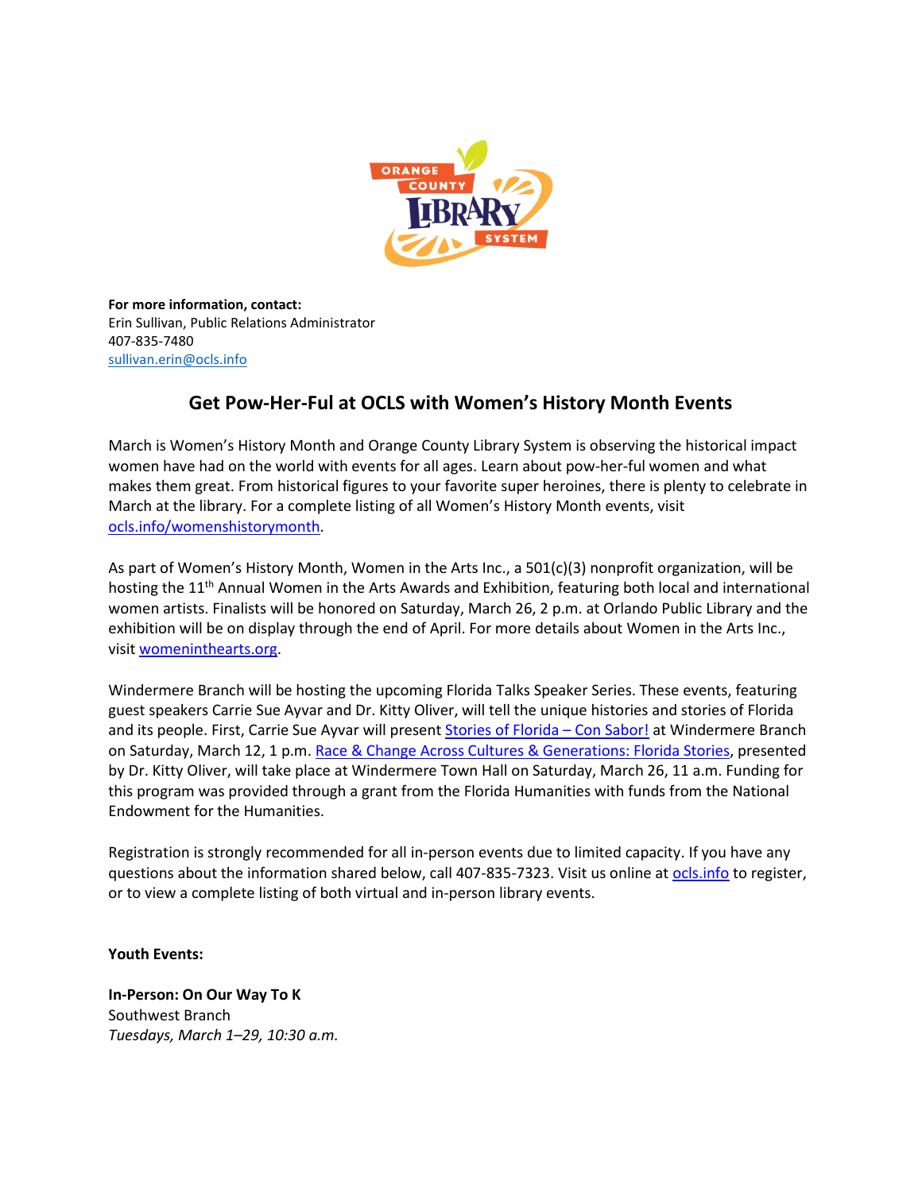**For more information, contact:**
Erin Sullivan, Public Relations Administrator
407-835-7480
[sullivan.erin@ocls.info](mailto:sullivan.erin@ocls.info)

## Get Pow-Her-Ful at OCLS with Women's History Month Events

March is Women's History Month and Orange County Library System is observing the historical impact women have had on the world with events for all ages. Learn about pow-her-ful women and what makes them great. From historical figures to your favorite super heroines, there is plenty to celebrate in March at the library. For a complete listing of all Women's History Month events, visit [ocls.info/womenshistorymonth](ocls.info/womenshistorymonth).

As part of Women's History Month, Women in the Arts Inc., a 501(c)(3) nonprofit organization, will be hosting the 11th Annual Women in the Arts Awards and Exhibition, featuring both local and international women artists. Finalists will be honored on Saturday, March 26, 2 p.m. at Orlando Public Library and the exhibition will be on display through the end of April. For more details about Women in the Arts Inc., visit [womeninthearts.org](womeninthearts.org).

Windermere Branch will be hosting the upcoming Florida Talks Speaker Series. These events, featuring guest speakers Carrie Sue Ayvar and Dr. Kitty Oliver, will tell the unique histories and stories of Florida and its people. First, Carrie Sue Ayvar will present Stories of Florida – Con Sabor! at Windermere Branch on Saturday, March 12, 1 p.m. Race & Change Across Cultures & Generations: Florida Stories, presented by Dr. Kitty Oliver, will take place at Windermere Town Hall on Saturday, March 26, 11 a.m. Funding for this program was provided through a grant from the Florida Humanities with funds from the National Endowment for the Humanities.

Registration is strongly recommended for all in-person events due to limited capacity. If you have any questions about the information shared below, call 407-835-7323. Visit us online at [ocls.info](ocls.info) to register, or to view a complete listing of both virtual and in-person library events.

**Youth Events:**

**In-Person: On Our Way To K**
Southwest Branch
*Tuesdays, March 1–29, 10:30 a.m.*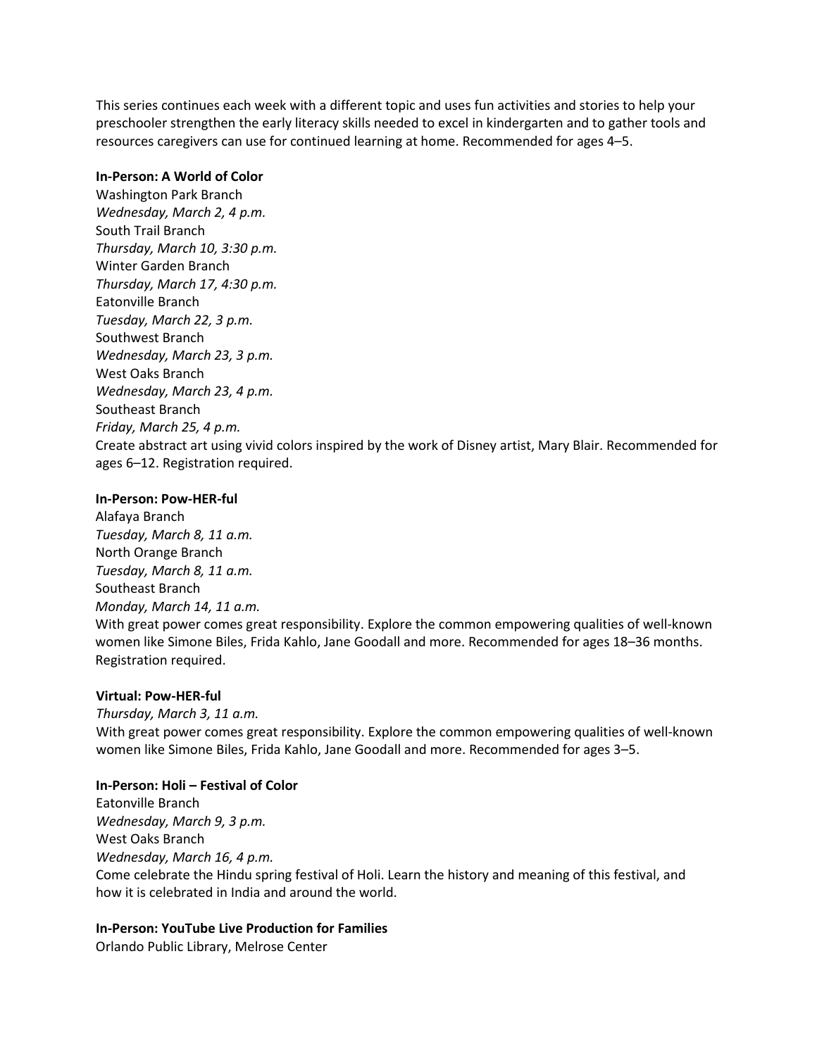This series continues each week with a different topic and uses fun activities and stories to help your preschooler strengthen the early literacy skills needed to excel in kindergarten and to gather tools and resources caregivers can use for continued learning at home. Recommended for ages 4–5.

**In-Person: A World of Color**
Washington Park Branch
*Wednesday, March 2, 4 p.m.*
South Trail Branch
*Thursday, March 10, 3:30 p.m.*
Winter Garden Branch
*Thursday, March 17, 4:30 p.m.*
Eatonville Branch
*Tuesday, March 22, 3 p.m.*
Southwest Branch
*Wednesday, March 23, 3 p.m.*
West Oaks Branch
*Wednesday, March 23, 4 p.m.*
Southeast Branch
*Friday, March 25, 4 p.m.*
Create abstract art using vivid colors inspired by the work of Disney artist, Mary Blair. Recommended for ages 6–12. Registration required.

**In-Person: Pow-HER-ful**
Alafaya Branch
*Tuesday, March 8, 11 a.m.*
North Orange Branch
*Tuesday, March 8, 11 a.m.*
Southeast Branch
*Monday, March 14, 11 a.m.*
With great power comes great responsibility. Explore the common empowering qualities of well-known women like Simone Biles, Frida Kahlo, Jane Goodall and more. Recommended for ages 18–36 months. Registration required.

**Virtual: Pow-HER-ful**
*Thursday, March 3, 11 a.m.*
With great power comes great responsibility. Explore the common empowering qualities of well-known women like Simone Biles, Frida Kahlo, Jane Goodall and more. Recommended for ages 3–5.

**In-Person: Holi – Festival of Color**
Eatonville Branch
*Wednesday, March 9, 3 p.m.*
West Oaks Branch
*Wednesday, March 16, 4 p.m.*
Come celebrate the Hindu spring festival of Holi. Learn the history and meaning of this festival, and how it is celebrated in India and around the world.

**In-Person: YouTube Live Production for Families**
Orlando Public Library, Melrose Center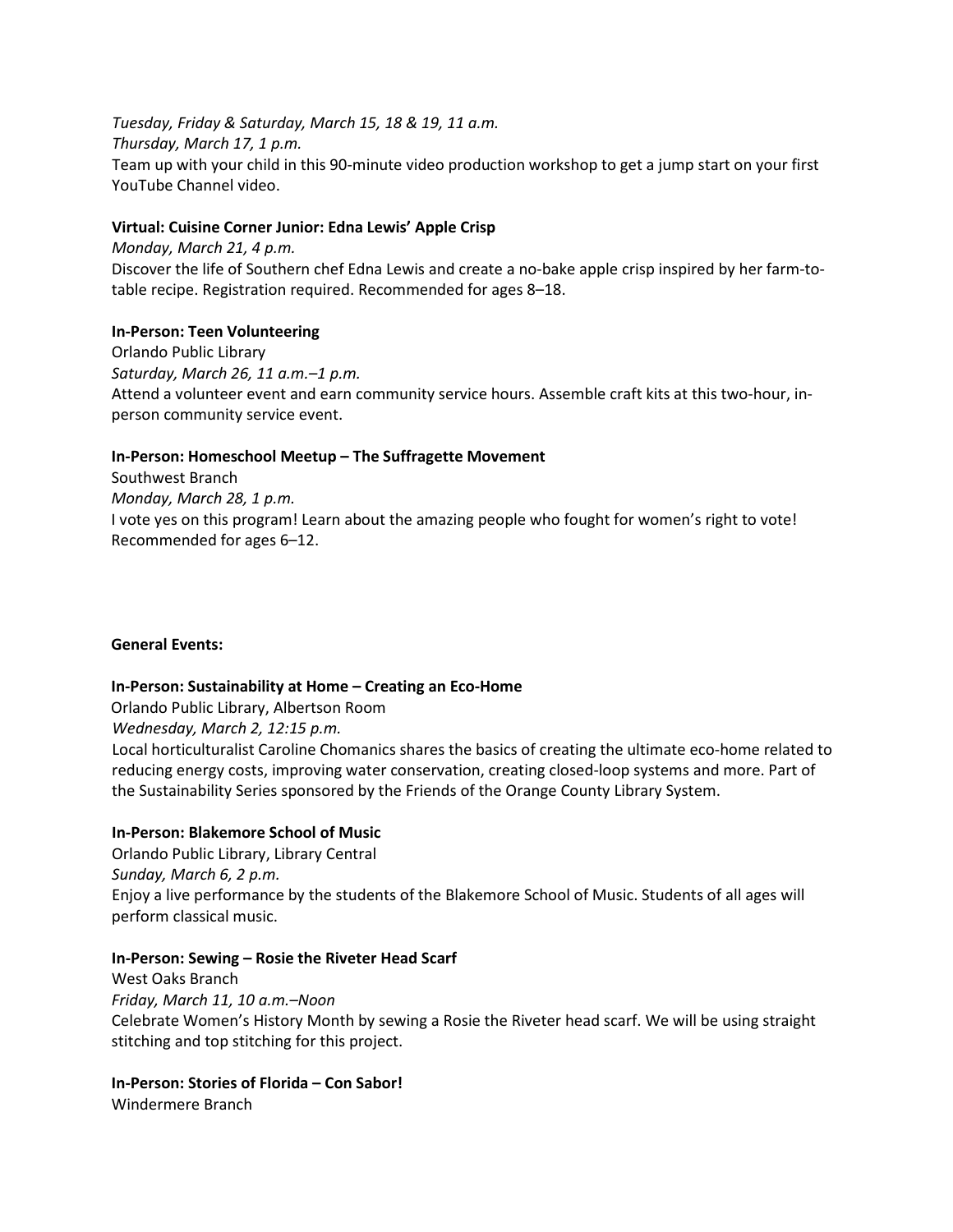*Tuesday, Friday & Saturday, March 15, 18 & 19, 11 a.m.*
*Thursday, March 17, 1 p.m.*
Team up with your child in this 90-minute video production workshop to get a jump start on your first YouTube Channel video.

**Virtual: Cuisine Corner Junior: Edna Lewis' Apple Crisp**
*Monday, March 21, 4 p.m.*
Discover the life of Southern chef Edna Lewis and create a no-bake apple crisp inspired by her farm-to-table recipe. Registration required. Recommended for ages 8–18.

**In-Person: Teen Volunteering**
Orlando Public Library
*Saturday, March 26, 11 a.m.–1 p.m.*
Attend a volunteer event and earn community service hours. Assemble craft kits at this two-hour, in-person community service event.

**In-Person: Homeschool Meetup – The Suffragette Movement**
Southwest Branch
*Monday, March 28, 1 p.m.*
I vote yes on this program! Learn about the amazing people who fought for women's right to vote! Recommended for ages 6–12.

**General Events:**

**In-Person: Sustainability at Home – Creating an Eco-Home**
Orlando Public Library, Albertson Room
*Wednesday, March 2, 12:15 p.m.*
Local horticulturalist Caroline Chomanics shares the basics of creating the ultimate eco-home related to reducing energy costs, improving water conservation, creating closed-loop systems and more. Part of the Sustainability Series sponsored by the Friends of the Orange County Library System.

**In-Person: Blakemore School of Music**
Orlando Public Library, Library Central
*Sunday, March 6, 2 p.m.*
Enjoy a live performance by the students of the Blakemore School of Music. Students of all ages will perform classical music.

**In-Person: Sewing – Rosie the Riveter Head Scarf**
West Oaks Branch
*Friday, March 11, 10 a.m.–Noon*
Celebrate Women's History Month by sewing a Rosie the Riveter head scarf. We will be using straight stitching and top stitching for this project.

**In-Person: Stories of Florida – Con Sabor!**
Windermere Branch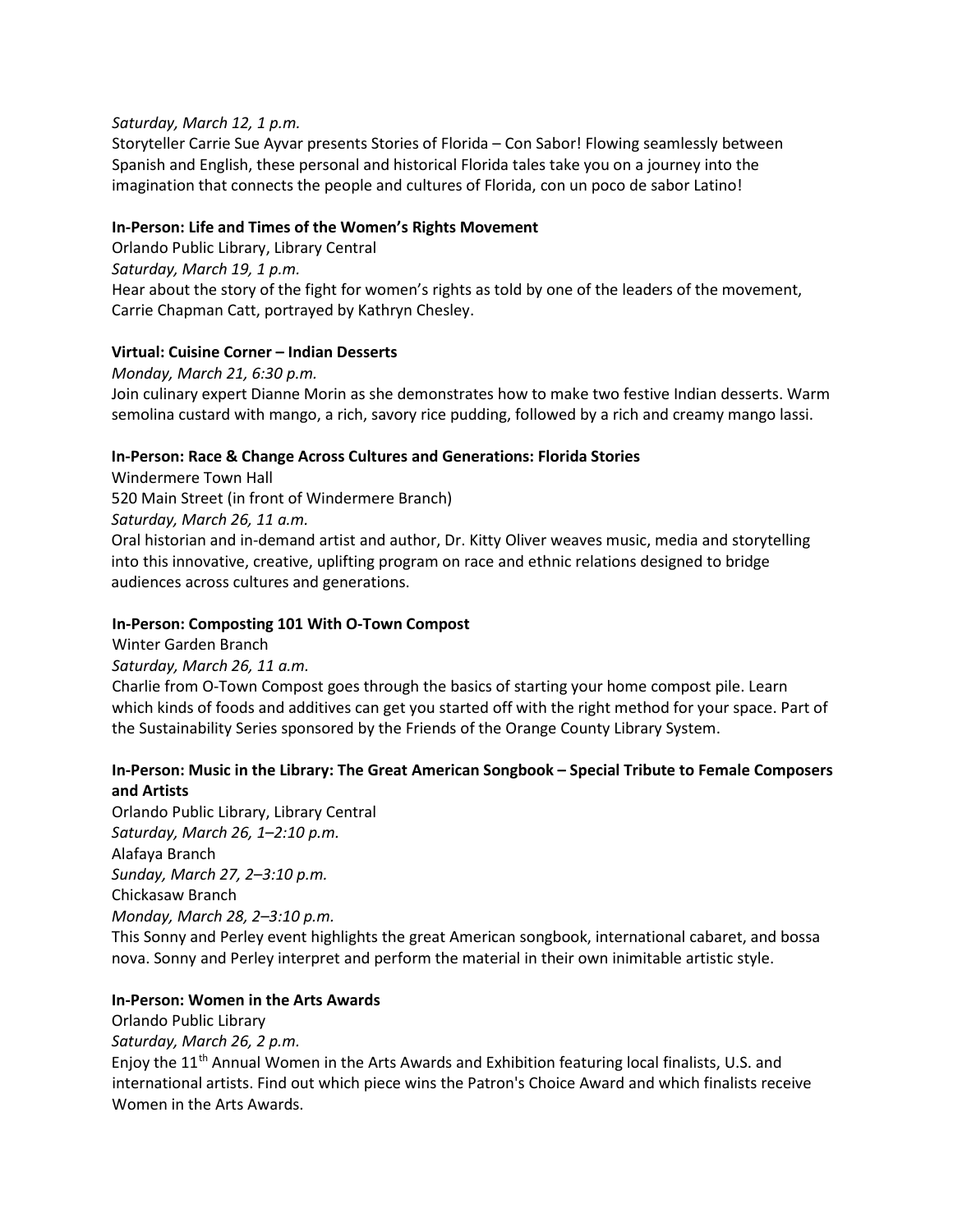*Saturday, March 12, 1 p.m.*

Storyteller Carrie Sue Ayvar presents Stories of Florida – Con Sabor! Flowing seamlessly between Spanish and English, these personal and historical Florida tales take you on a journey into the imagination that connects the people and cultures of Florida, con un poco de sabor Latino!

**In-Person: Life and Times of the Women's Rights Movement**

Orlando Public Library, Library Central

*Saturday, March 19, 1 p.m.*

Hear about the story of the fight for women's rights as told by one of the leaders of the movement, Carrie Chapman Catt, portrayed by Kathryn Chesley.

**Virtual: Cuisine Corner – Indian Desserts**

*Monday, March 21, 6:30 p.m.*

Join culinary expert Dianne Morin as she demonstrates how to make two festive Indian desserts. Warm semolina custard with mango, a rich, savory rice pudding, followed by a rich and creamy mango lassi.

**In-Person: Race & Change Across Cultures and Generations: Florida Stories**

Windermere Town Hall

520 Main Street (in front of Windermere Branch)

*Saturday, March 26, 11 a.m.*

Oral historian and in-demand artist and author, Dr. Kitty Oliver weaves music, media and storytelling into this innovative, creative, uplifting program on race and ethnic relations designed to bridge audiences across cultures and generations.

**In-Person: Composting 101 With O-Town Compost**

Winter Garden Branch

*Saturday, March 26, 11 a.m.*

Charlie from O-Town Compost goes through the basics of starting your home compost pile. Learn which kinds of foods and additives can get you started off with the right method for your space. Part of the Sustainability Series sponsored by the Friends of the Orange County Library System.

**In-Person: Music in the Library: The Great American Songbook – Special Tribute to Female Composers and Artists**

Orlando Public Library, Library Central

*Saturday, March 26, 1–2:10 p.m.*

Alafaya Branch

*Sunday, March 27, 2–3:10 p.m.*

Chickasaw Branch

*Monday, March 28, 2–3:10 p.m.*

This Sonny and Perley event highlights the great American songbook, international cabaret, and bossa nova. Sonny and Perley interpret and perform the material in their own inimitable artistic style.

**In-Person: Women in the Arts Awards**

Orlando Public Library

*Saturday, March 26, 2 p.m.*

Enjoy the 11th Annual Women in the Arts Awards and Exhibition featuring local finalists, U.S. and international artists. Find out which piece wins the Patron's Choice Award and which finalists receive Women in the Arts Awards.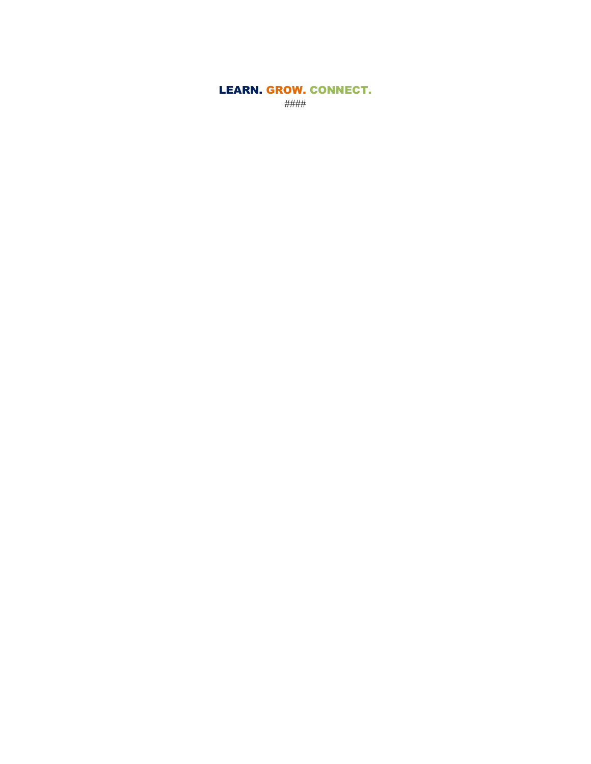**LEARN. GROW. CONNECT.**

####